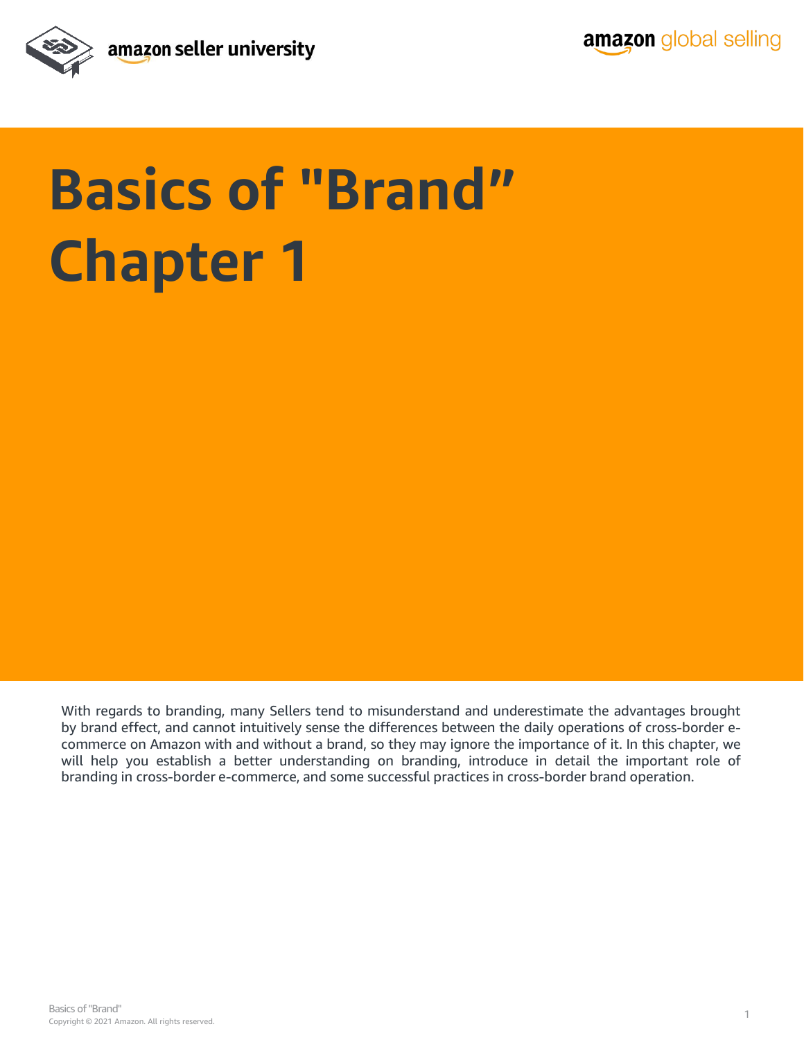# Basics of "Brand" Chapter 1

With regards to branding, many Sellers tend to misunderstand and underestimate the advantages brought by brand effect, and cannot intuitively sense the differences between the daily operations of cross-border e-commerce on Amazon with and without a brand, so they may ignore the importance of it. In this chapter, we will help you establish a better understanding on branding, introduce in detail the important role of branding in cross-border e-commerce, and some successful practices in cross-border brand operation.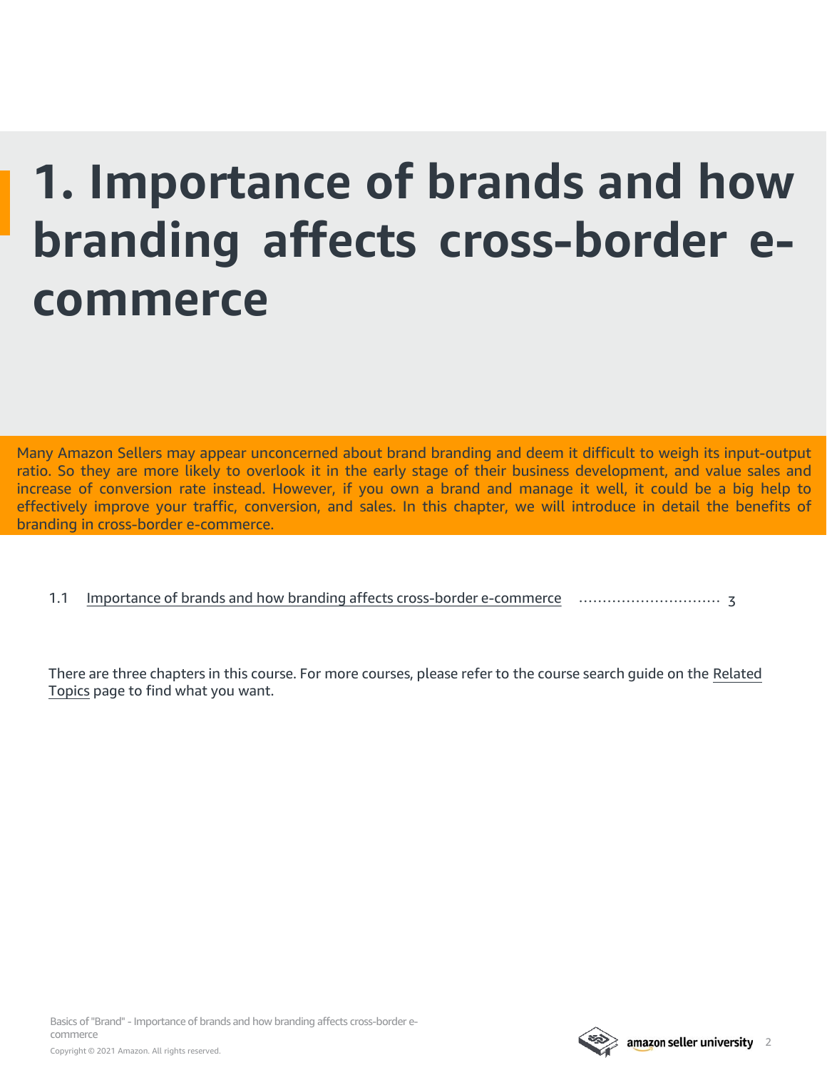# 1. Importance of brands and how branding affects cross-border e-commerce

Many Amazon Sellers may appear unconcerned about brand branding and deem it difficult to weigh its input-output ratio. So they are more likely to overlook it in the early stage of their business development, and value sales and increase of conversion rate instead. However, if you own a brand and manage it well, it could be a big help to effectively improve your traffic, conversion, and sales. In this chapter, we will introduce in detail the benefits of branding in cross-border e-commerce.

1.1 Importance of brands and how branding affects cross-border e-commerce .............................. 3

There are three chapters in this course. For more courses, please refer to the course search guide on the Related Topics page to find what you want.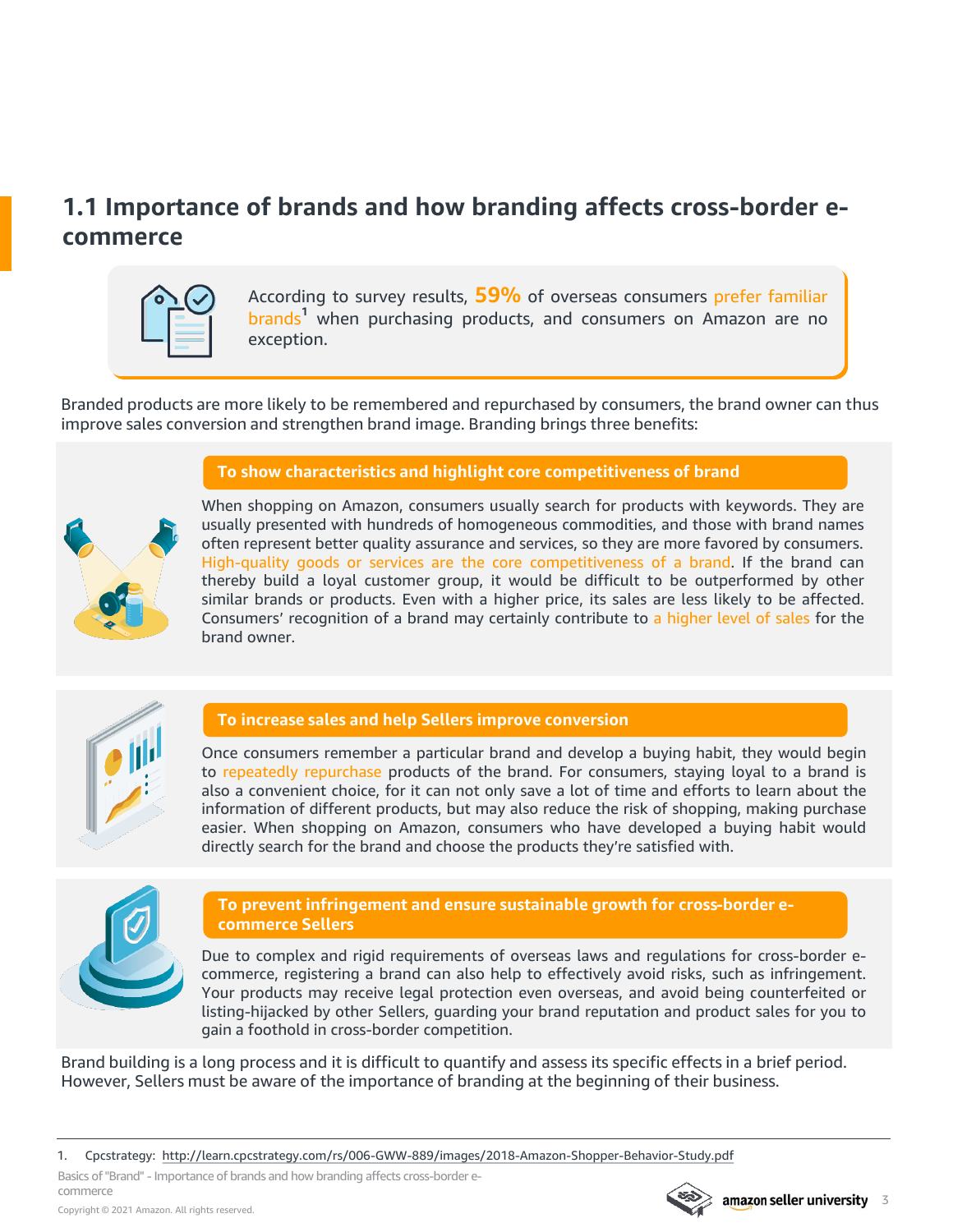## 1.1 Importance of brands and how branding affects cross-border e-commerce

According to survey results, **59%** of overseas consumers prefer familiar brands[1] when purchasing products, and consumers on Amazon are no exception.

Branded products are more likely to be remembered and repurchased by consumers, the brand owner can thus improve sales conversion and strengthen brand image. Branding brings three benefits:

### To show characteristics and highlight core competitiveness of brand

When shopping on Amazon, consumers usually search for products with keywords. They are usually presented with hundreds of homogeneous commodities, and those with brand names often represent better quality assurance and services, so they are more favored by consumers. High-quality goods or services are the core competitiveness of a brand. If the brand can thereby build a loyal customer group, it would be difficult to be outperformed by other similar brands or products. Even with a higher price, its sales are less likely to be affected. Consumers' recognition of a brand may certainly contribute to a higher level of sales for the brand owner.

### To increase sales and help Sellers improve conversion

Once consumers remember a particular brand and develop a buying habit, they would begin to repeatedly repurchase products of the brand. For consumers, staying loyal to a brand is also a convenient choice, for it can not only save a lot of time and efforts to learn about the information of different products, but may also reduce the risk of shopping, making purchase easier. When shopping on Amazon, consumers who have developed a buying habit would directly search for the brand and choose the products they're satisfied with.

### To prevent infringement and ensure sustainable growth for cross-border e-commerce Sellers

Due to complex and rigid requirements of overseas laws and regulations for cross-border e-commerce, registering a brand can also help to effectively avoid risks, such as infringement. Your products may receive legal protection even overseas, and avoid being counterfeited or listing-hijacked by other Sellers, guarding your brand reputation and product sales for you to gain a foothold in cross-border competition.

Brand building is a long process and it is difficult to quantify and assess its specific effects in a brief period. However, Sellers must be aware of the importance of branding at the beginning of their business.

---

1. Cpcstrategy: http://learn.cpcstrategy.com/rs/006-GWW-889/images/2018-Amazon-Shopper-Behavior-Study.pdf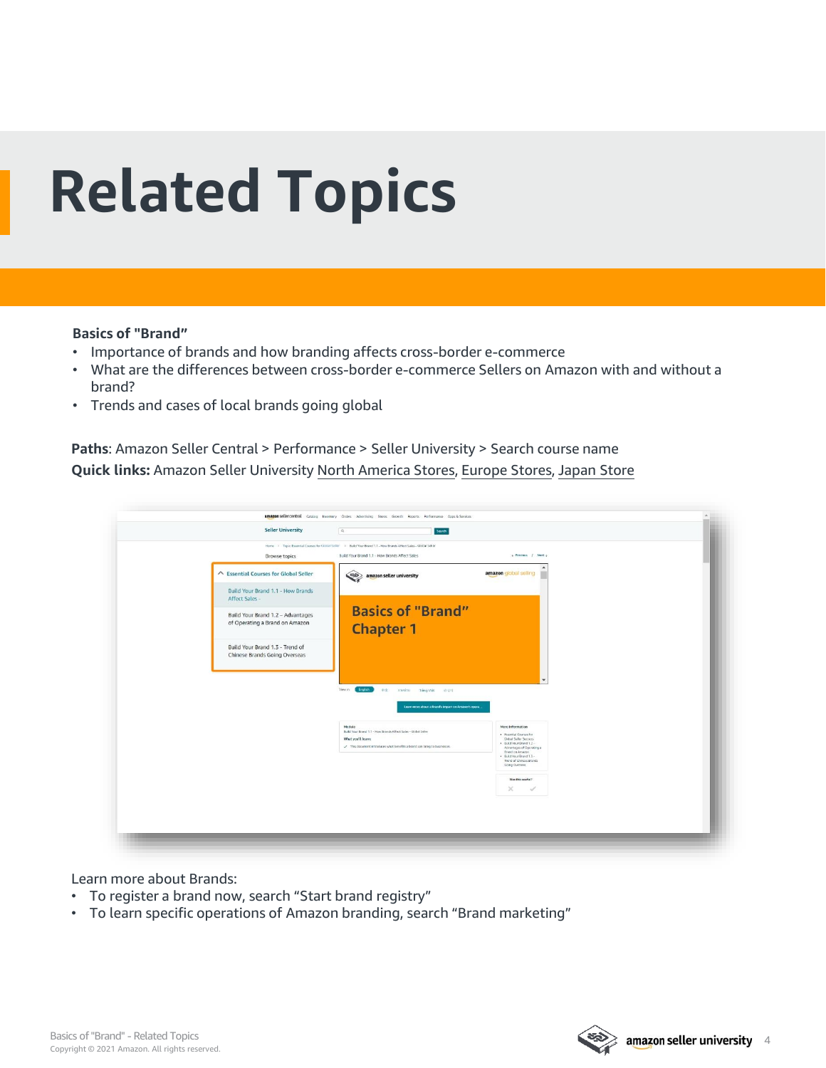# Related Topics

**Basics of "Brand"**

- Importance of brands and how branding affects cross-border e-commerce
- What are the differences between cross-border e-commerce Sellers on Amazon with and without a brand?
- Trends and cases of local brands going global

**Paths**: Amazon Seller Central > Performance > Seller University > Search course name

**Quick links:** Amazon Seller University North America Stores, Europe Stores, Japan Store

Learn more about Brands:

- To register a brand now, search "Start brand registry"
- To learn specific operations of Amazon branding, search "Brand marketing"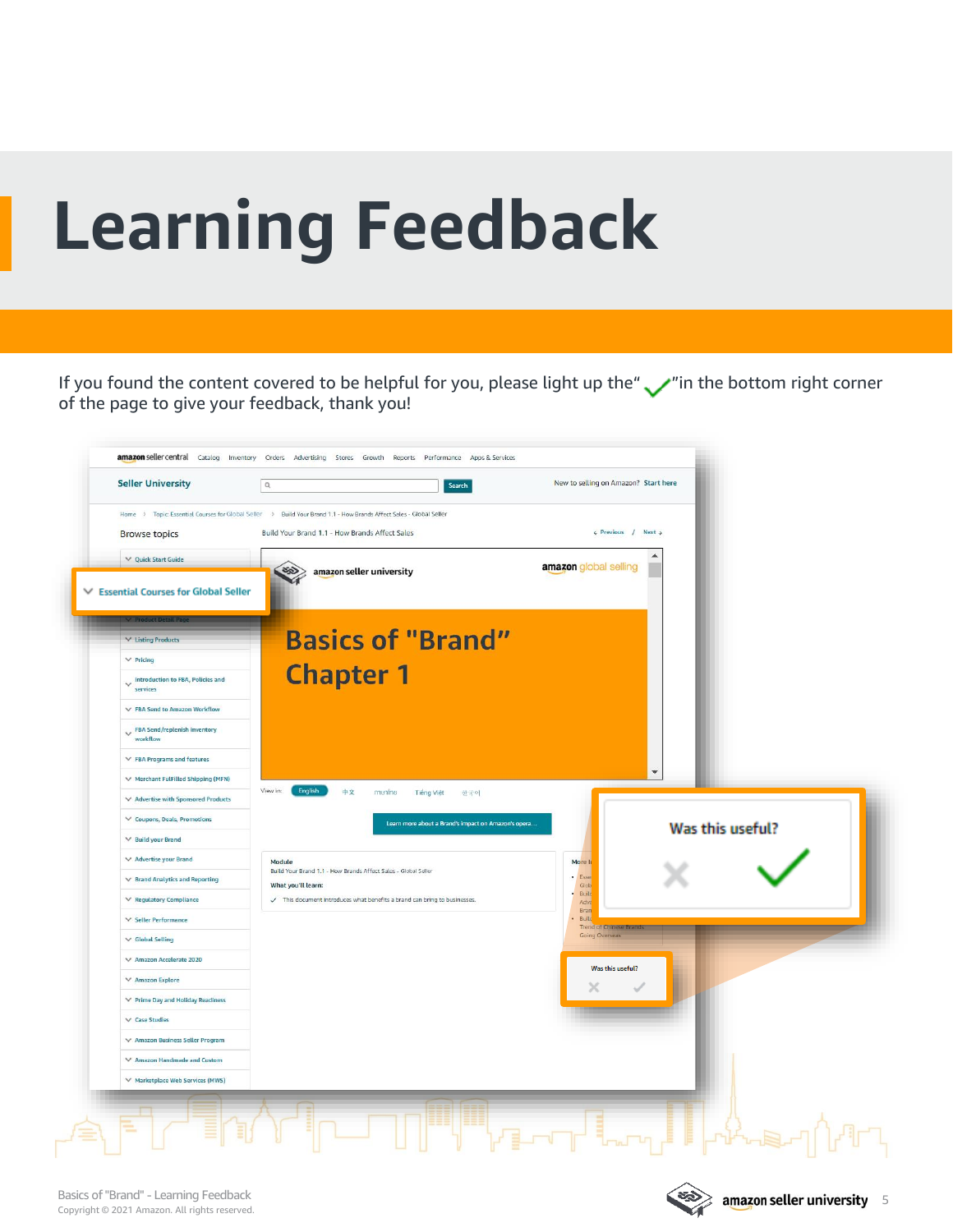# Learning Feedback

If you found the content covered to be helpful for you, please light up the"✓"in the bottom right corner of the page to give your feedback, thank you!